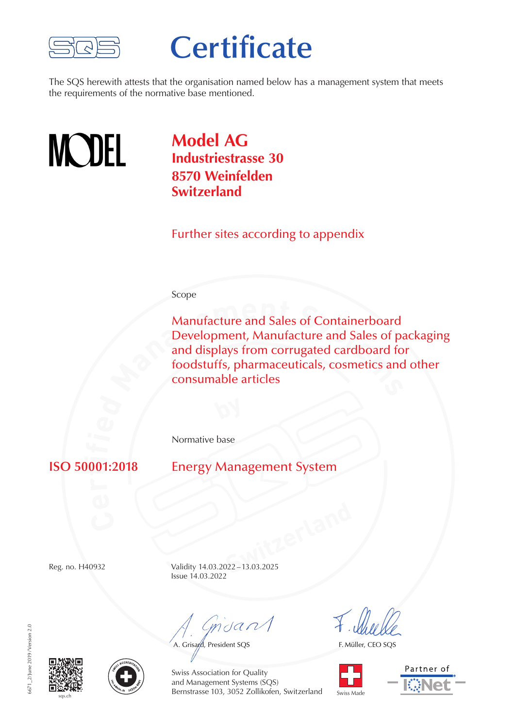# Certificate

The SQS herewith attests that the organisation named below has a management system that meets the requirements of the normative base mentioned.

## Model AG
**Industriestrasse 30**
**8570 Weinfelden**
**Switzerland**

Further sites according to appendix

Scope

Manufacture and Sales of Containerboard
Development, Manufacture and Sales of packaging and displays from corrugated cardboard for foodstuffs, pharmaceuticals, cosmetics and other consumable articles

Normative base

**ISO 50001:2018** Energy Management System

Reg. no. H40932

Validity 14.03.2022 – 13.03.2025
Issue 14.03.2022

A. Grisard, President SQS

F. Müller, CEO SQS

Swiss Association for Quality and Management Systems (SQS)
Bernstrasse 103, 3052 Zollikofen, Switzerland

sqs.ch

Swiss Made

Partner of IQNet

6671_2/June 2019/Version 2.0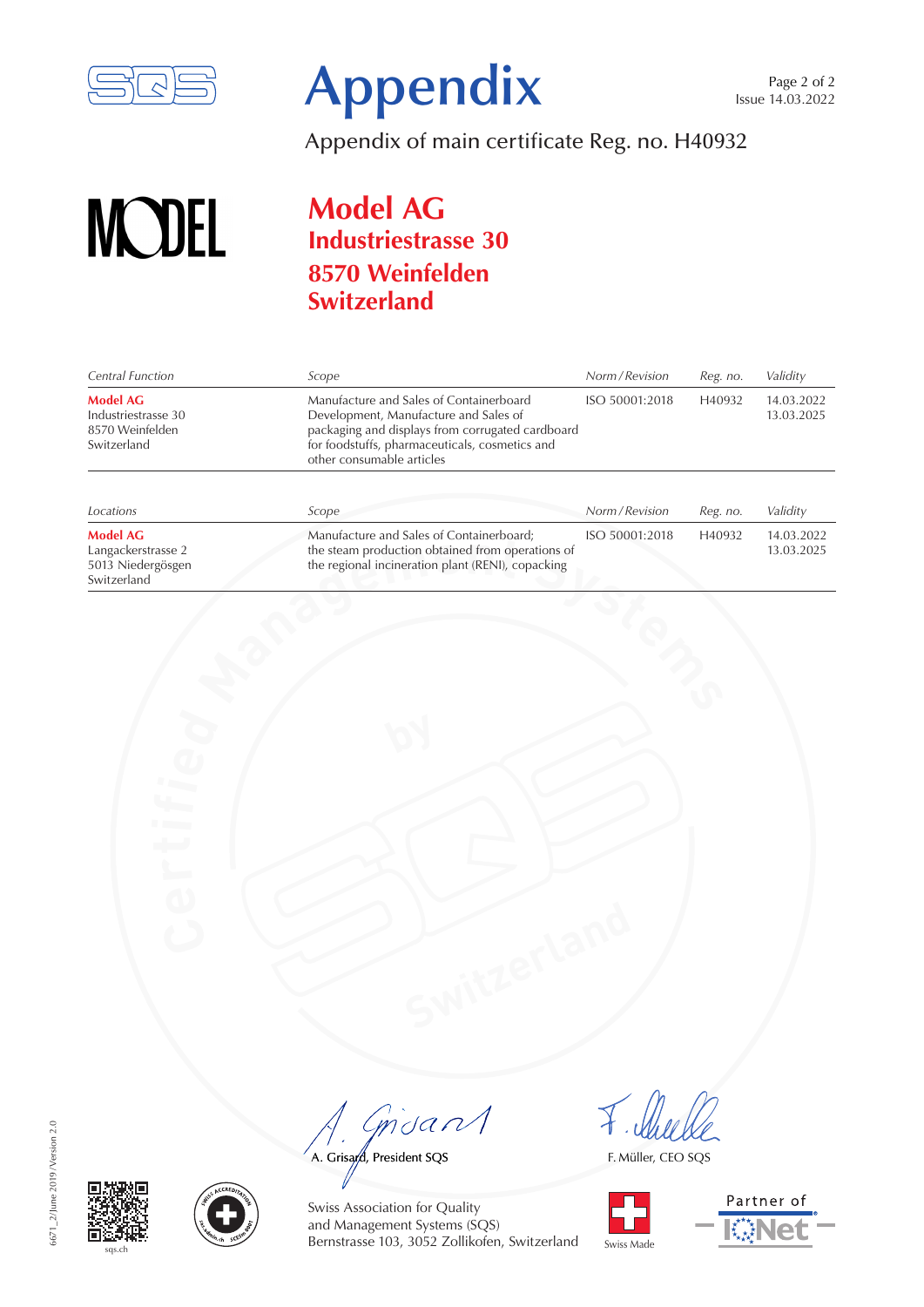# Appendix

Issue 14.03.2022

Appendix of main certificate Reg. no. H40932

## Model AG
### Industriestrasse 30
### 8570 Weinfelden
### Switzerland

| *Central Function* | *Scope* | *Norm / Revision* | *Reg. no.* | *Validity* |
| --- | --- | --- | --- | --- |
| **Model AG** Industriestrasse 30 8570 Weinfelden Switzerland | Manufacture and Sales of Containerboard Development, Manufacture and Sales of packaging and displays from corrugated cardboard for foodstuffs, pharmaceuticals, cosmetics and other consumable articles | ISO 50001:2018 | H40932 | 14.03.2022 13.03.2025 |

| *Locations* | *Scope* | *Norm / Revision* | *Reg. no.* | *Validity* |
| --- | --- | --- | --- | --- |
| **Model AG** Langackerstrasse 2 5013 Niedergösgen Switzerland | Manufacture and Sales of Containerboard; the steam production obtained from operations of the regional incineration plant (RENI), copacking | ISO 50001:2018 | H40932 | 14.03.2022 13.03.2025 |

A. Grisard, President SQS

F. Müller, CEO SQS

Swiss Association for Quality and Management Systems (SQS)
Bernstrasse 103, 3052 Zollikofen, Switzerland

Swiss Made

Partner of IQNet

sqs.ch

6671_2/June 2019/Version 2.0